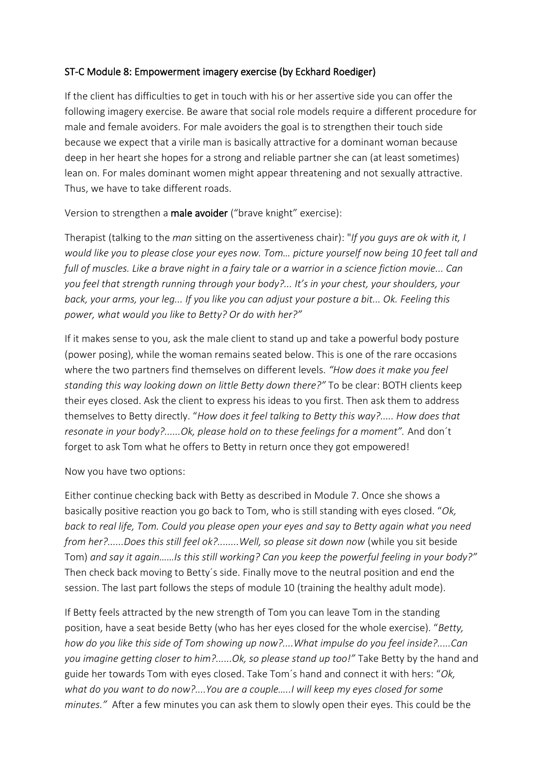ST-C Module 8: Empowerment imagery exercise (by Eckhard Roediger)

If the client has difficulties to get in touch with his or her assertive side you can offer the following imagery exercise. Be aware that social role models require a different procedure for male and female avoiders. For male avoiders the goal is to strengthen their touch side because we expect that a virile man is basically attractive for a dominant woman because deep in her heart she hopes for a strong and reliable partner she can (at least sometimes) lean on. For males dominant women might appear threatening and not sexually attractive. Thus, we have to take different roads.

Version to strengthen a **male avoider** ("brave knight" exercise):

Therapist (talking to the *man* sitting on the assertiveness chair): "*If you guys are ok with it, I would like you to please close your eyes now. Tom… picture yourself now being 10 feet tall and full of muscles. Like a brave night in a fairy tale or a warrior in a science fiction movie... Can you feel that strength running through your body?... It's in your chest, your shoulders, your back, your arms, your leg... If you like you can adjust your posture a bit... Ok. Feeling this power, what would you like to Betty? Or do with her?"*

If it makes sense to you, ask the male client to stand up and take a powerful body posture (power posing), while the woman remains seated below. This is one of the rare occasions where the two partners find themselves on different levels. *"How does it make you feel standing this way looking down on little Betty down there?"* To be clear: BOTH clients keep their eyes closed. Ask the client to express his ideas to you first. Then ask them to address themselves to Betty directly. "*How does it feel talking to Betty this way?..... How does that resonate in your body?......Ok, please hold on to these feelings for a moment".* And don´t forget to ask Tom what he offers to Betty in return once they got empowered!

Now you have two options:

Either continue checking back with Betty as described in Module 7. Once she shows a basically positive reaction you go back to Tom, who is still standing with eyes closed. "*Ok, back to real life, Tom. Could you please open your eyes and say to Betty again what you need from her?......Does this still feel ok?........Well, so please sit down now* (while you sit beside Tom) *and say it again……Is this still working? Can you keep the powerful feeling in your body?"* Then check back moving to Betty´s side. Finally move to the neutral position and end the session. The last part follows the steps of module 10 (training the healthy adult mode).

If Betty feels attracted by the new strength of Tom you can leave Tom in the standing position, have a seat beside Betty (who has her eyes closed for the whole exercise). "*Betty, how do you like this side of Tom showing up now?....What impulse do you feel inside?.....Can you imagine getting closer to him?......Ok, so please stand up too!"* Take Betty by the hand and guide her towards Tom with eyes closed. Take Tom´s hand and connect it with hers: "*Ok, what do you want to do now?....You are a couple…..I will keep my eyes closed for some minutes."* After a few minutes you can ask them to slowly open their eyes. This could be the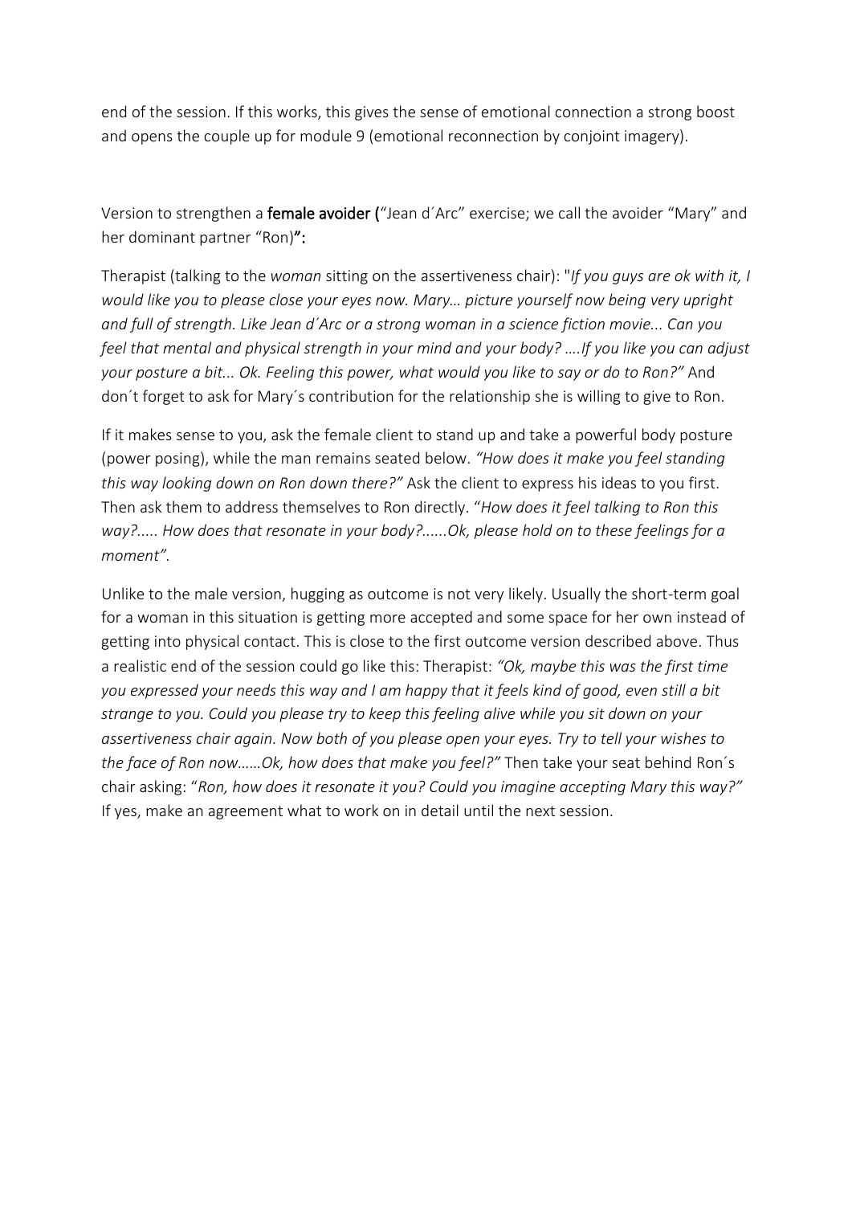end of the session. If this works, this gives the sense of emotional connection a strong boost and opens the couple up for module 9 (emotional reconnection by conjoint imagery).

Version to strengthen a **female avoider (**"Jean d´Arc" exercise; we call the avoider "Mary" and her dominant partner "Ron")**":**

Therapist (talking to the *woman* sitting on the assertiveness chair): "*If you guys are ok with it, I would like you to please close your eyes now. Mary… picture yourself now being very upright and full of strength. Like Jean d´Arc or a strong woman in a science fiction movie... Can you feel that mental and physical strength in your mind and your body? ….If you like you can adjust your posture a bit... Ok. Feeling this power, what would you like to say or do to Ron?"* And don´t forget to ask for Mary´s contribution for the relationship she is willing to give to Ron.

If it makes sense to you, ask the female client to stand up and take a powerful body posture (power posing), while the man remains seated below. *"How does it make you feel standing this way looking down on Ron down there?"* Ask the client to express his ideas to you first. Then ask them to address themselves to Ron directly. "*How does it feel talking to Ron this way?..... How does that resonate in your body?......Ok, please hold on to these feelings for a moment".*

Unlike to the male version, hugging as outcome is not very likely. Usually the short-term goal for a woman in this situation is getting more accepted and some space for her own instead of getting into physical contact. This is close to the first outcome version described above. Thus a realistic end of the session could go like this: Therapist: *"Ok, maybe this was the first time you expressed your needs this way and I am happy that it feels kind of good, even still a bit strange to you. Could you please try to keep this feeling alive while you sit down on your assertiveness chair again. Now both of you please open your eyes. Try to tell your wishes to the face of Ron now……Ok, how does that make you feel?"* Then take your seat behind Ron´s chair asking: "*Ron, how does it resonate it you? Could you imagine accepting Mary this way?"* If yes, make an agreement what to work on in detail until the next session.